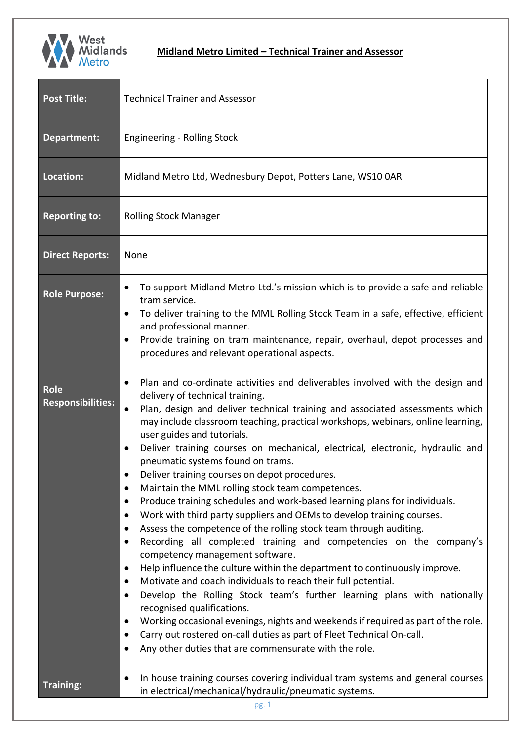**Midland Metro Limited – Technical Trainer and Assessor**

| | |
|---|---|
| **Post Title:** | Technical Trainer and Assessor |
| **Department:** | Engineering - Rolling Stock |
| **Location:** | Midland Metro Ltd, Wednesbury Depot, Potters Lane, WS10 0AR |
| **Reporting to:** | Rolling Stock Manager |
| **Direct Reports:** | None |
| **Role Purpose:** | • To support Midland Metro Ltd.'s mission which is to provide a safe and reliable tram service.<br>• To deliver training to the MML Rolling Stock Team in a safe, effective, efficient and professional manner.<br>• Provide training on tram maintenance, repair, overhaul, depot processes and procedures and relevant operational aspects. |
| **Role Responsibilities:** | • Plan and co-ordinate activities and deliverables involved with the design and delivery of technical training.<br>• Plan, design and deliver technical training and associated assessments which may include classroom teaching, practical workshops, webinars, online learning, user guides and tutorials.<br>• Deliver training courses on mechanical, electrical, electronic, hydraulic and pneumatic systems found on trams.<br>• Deliver training courses on depot procedures.<br>• Maintain the MML rolling stock team competences.<br>• Produce training schedules and work-based learning plans for individuals.<br>• Work with third party suppliers and OEMs to develop training courses.<br>• Assess the competence of the rolling stock team through auditing.<br>• Recording all completed training and competencies on the company's competency management software.<br>• Help influence the culture within the department to continuously improve.<br>• Motivate and coach individuals to reach their full potential.<br>• Develop the Rolling Stock team's further learning plans with nationally recognised qualifications.<br>• Working occasional evenings, nights and weekends if required as part of the role.<br>• Carry out rostered on-call duties as part of Fleet Technical On-call.<br>• Any other duties that are commensurate with the role. |
| **Training:** | • In house training courses covering individual tram systems and general courses in electrical/mechanical/hydraulic/pneumatic systems. |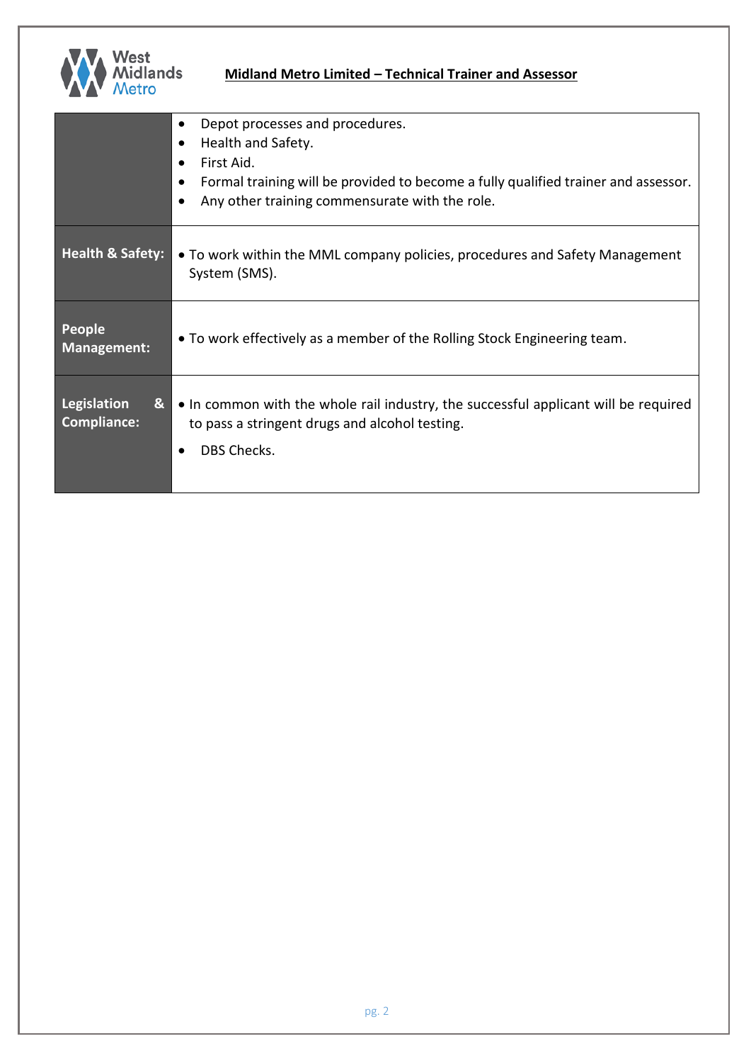| | |
|---|---|
| | • Depot processes and procedures.<br>• Health and Safety.<br>• First Aid.<br>• Formal training will be provided to become a fully qualified trainer and assessor.<br>• Any other training commensurate with the role. |
| **Health & Safety:** | • To work within the MML company policies, procedures and Safety Management System (SMS). |
| **People Management:** | • To work effectively as a member of the Rolling Stock Engineering team. |
| **Legislation & Compliance:** | • In common with the whole rail industry, the successful applicant will be required to pass a stringent drugs and alcohol testing.<br>• DBS Checks. |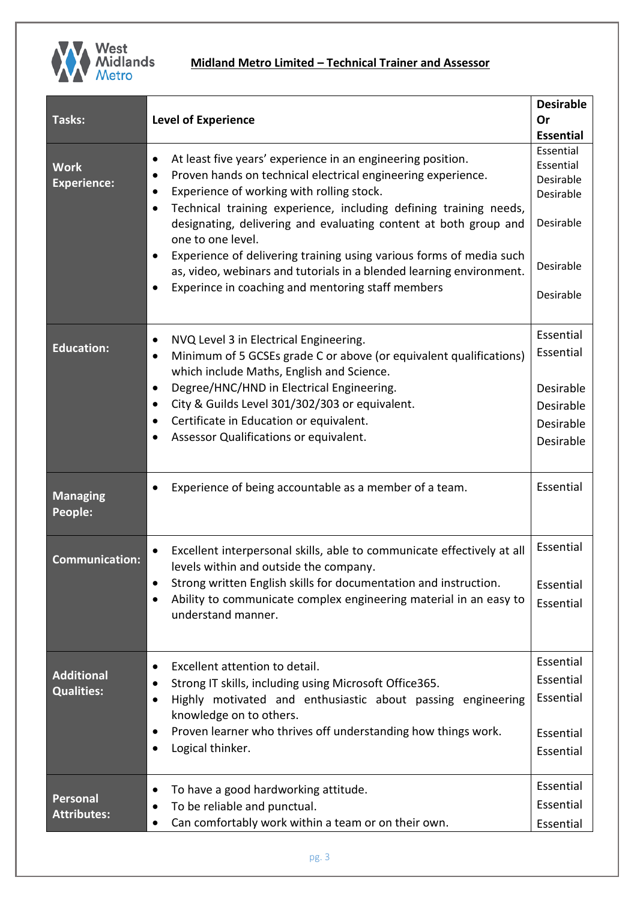## Midland Metro Limited – Technical Trainer and Assessor

| Tasks: | Level of Experience | Desirable Or Essential |
|---|---|---|
| **Work Experience:** | • At least five years' experience in an engineering position.<br>• Proven hands on technical electrical engineering experience.<br>• Experience of working with rolling stock.<br>• Technical training experience, including defining training needs, designating, delivering and evaluating content at both group and one to one level.<br>• Experience of delivering training using various forms of media such as, video, webinars and tutorials in a blended learning environment.<br>• Experince in coaching and mentoring staff members | Essential<br>Essential<br>Desirable<br>Desirable<br>Desirable<br>Desirable<br>Desirable |
| **Education:** | • NVQ Level 3 in Electrical Engineering.<br>• Minimum of 5 GCSEs grade C or above (or equivalent qualifications) which include Maths, English and Science.<br>• Degree/HNC/HND in Electrical Engineering.<br>• City & Guilds Level 301/302/303 or equivalent.<br>• Certificate in Education or equivalent.<br>• Assessor Qualifications or equivalent. | Essential<br>Essential<br>Desirable<br>Desirable<br>Desirable<br>Desirable |
| **Managing People:** | • Experience of being accountable as a member of a team. | Essential |
| **Communication:** | • Excellent interpersonal skills, able to communicate effectively at all levels within and outside the company.<br>• Strong written English skills for documentation and instruction.<br>• Ability to communicate complex engineering material in an easy to understand manner. | Essential<br>Essential<br>Essential |
| **Additional Qualities:** | • Excellent attention to detail.<br>• Strong IT skills, including using Microsoft Office365.<br>• Highly motivated and enthusiastic about passing engineering knowledge on to others.<br>• Proven learner who thrives off understanding how things work.<br>• Logical thinker. | Essential<br>Essential<br>Essential<br>Essential<br>Essential |
| **Personal Attributes:** | • To have a good hardworking attitude.<br>• To be reliable and punctual.<br>• Can comfortably work within a team or on their own. | Essential<br>Essential<br>Essential |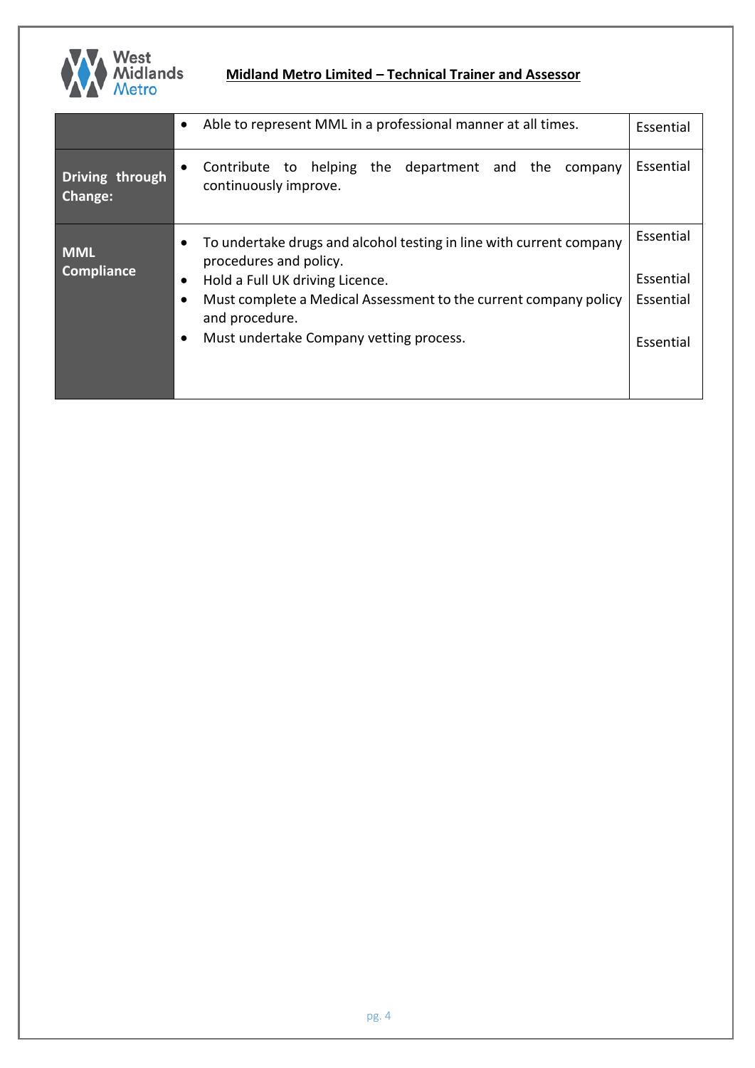| | | |
|---|---|---|
| | • Able to represent MML in a professional manner at all times. | Essential |
| **Driving through Change:** | • Contribute to helping the department and the company continuously improve. | Essential |
| **MML Compliance** | • To undertake drugs and alcohol testing in line with current company procedures and policy.<br>• Hold a Full UK driving Licence.<br>• Must complete a Medical Assessment to the current company policy and procedure.<br>• Must undertake Company vetting process. | Essential<br>Essential<br>Essential<br>Essential |